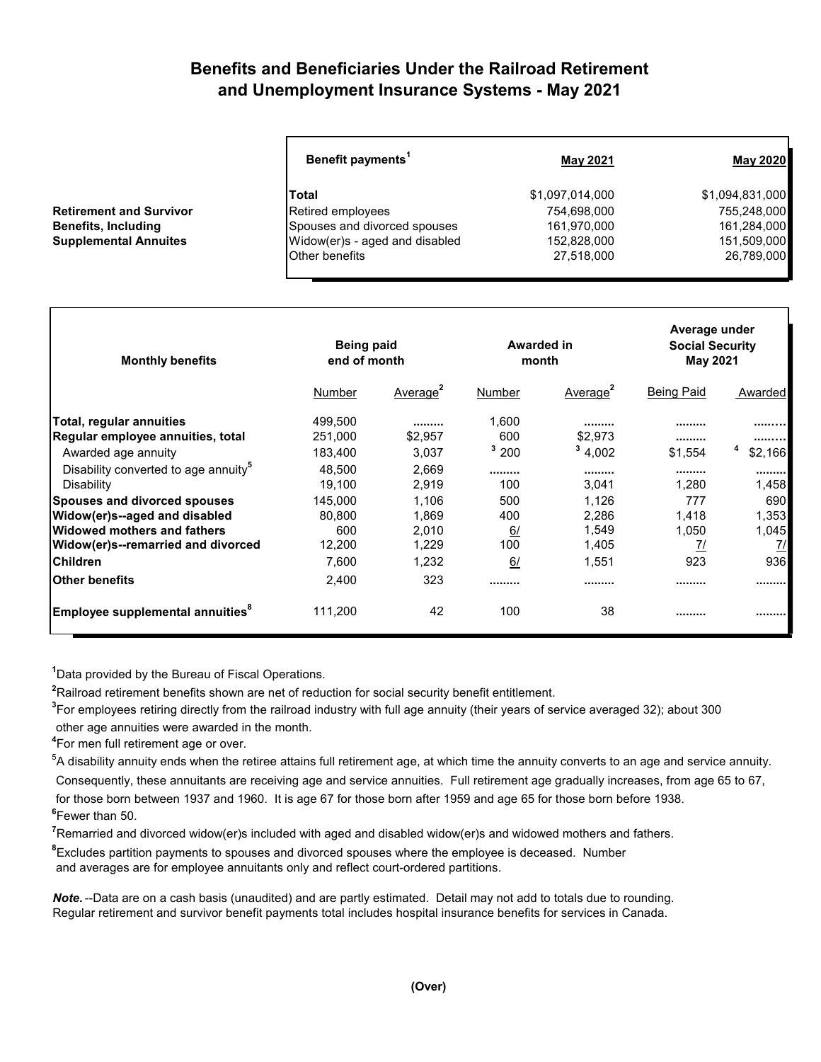# Benefits and Beneficiaries Under the Railroad Retirement and Unemployment Insurance Systems - May 2021

| | Benefit payments[1] | May 2021 | May 2020 |
|---|---|---|---|
| | **Total** | $1,097,014,000 | $1,094,831,000 |
| **Retirement and Survivor Benefits, Including Supplemental Annuites** | Retired employees | 754,698,000 | 755,248,000 |
| | Spouses and divorced spouses | 161,970,000 | 161,284,000 |
| | Widow(er)s - aged and disabled | 152,828,000 | 151,509,000 |
| | Other benefits | 27,518,000 | 26,789,000 |

| Monthly benefits | Being paid end of month | | Awarded in month | | Average under Social Security May 2021 | |
|---|---|---|---|---|---|---|
| | Number | Average[2] | Number | Average[2] | Being Paid | Awarded |
| **Total, regular annuities** | 499,500 | ......... | 1,600 | ......... | ......... | ......... |
| **Regular employee annuities, total** | 251,000 | $2,957 | 600 | $2,973 | ......... | ......... |
| Awarded age annuity | 183,400 | 3,037 | [3] 200 | [3] 4,002 | $1,554 | [4] $2,166 |
| Disability converted to age annuity[5] | 48,500 | 2,669 | ......... | ......... | ......... | ......... |
| Disability | 19,100 | 2,919 | 100 | 3,041 | 1,280 | 1,458 |
| **Spouses and divorced spouses** | 145,000 | 1,106 | 500 | 1,126 | 777 | 690 |
| **Widow(er)s--aged and disabled** | 80,800 | 1,869 | 400 | 2,286 | 1,418 | 1,353 |
| **Widowed mothers and fathers** | 600 | 2,010 | 6/ | 1,549 | 1,050 | 1,045 |
| **Widow(er)s--remarried and divorced** | 12,200 | 1,229 | 100 | 1,405 | 7/ | 7/ |
| **Children** | 7,600 | 1,232 | 6/ | 1,551 | 923 | 936 |
| **Other benefits** | 2,400 | 323 | ......... | ......... | ......... | ......... |
| **Employee supplemental annuities[8]** | 111,200 | 42 | 100 | 38 | ......... | ......... |

[1]Data provided by the Bureau of Fiscal Operations.

[2]Railroad retirement benefits shown are net of reduction for social security benefit entitlement.

[3]For employees retiring directly from the railroad industry with full age annuity (their years of service averaged 32); about 300 other age annuities were awarded in the month.

[4]For men full retirement age or over.

[5]A disability annuity ends when the retiree attains full retirement age, at which time the annuity converts to an age and service annuity. Consequently, these annuitants are receiving age and service annuities. Full retirement age gradually increases, from age 65 to 67, for those born between 1937 and 1960. It is age 67 for those born after 1959 and age 65 for those born before 1938.

[6]Fewer than 50.

[7]Remarried and divorced widow(er)s included with aged and disabled widow(er)s and widowed mothers and fathers.

[8]Excludes partition payments to spouses and divorced spouses where the employee is deceased. Number and averages are for employee annuitants only and reflect court-ordered partitions.

***Note.*** --Data are on a cash basis (unaudited) and are partly estimated. Detail may not add to totals due to rounding. Regular retirement and survivor benefit payments total includes hospital insurance benefits for services in Canada.

**(Over)**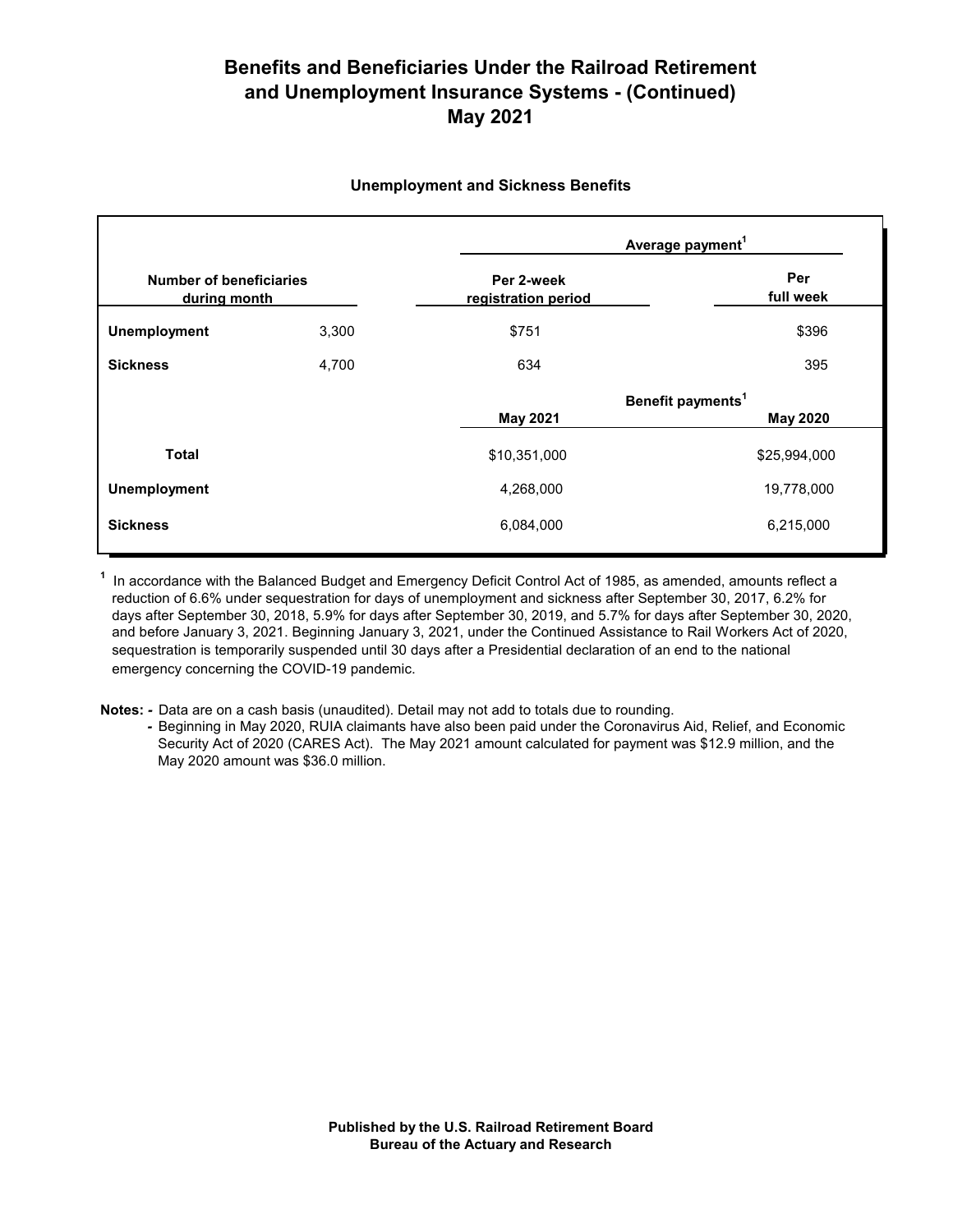# Benefits and Beneficiaries Under the Railroad Retirement and Unemployment Insurance Systems - (Continued)
# May 2021

### Unemployment and Sickness Benefits

| Number of beneficiaries during month | | Average payment[1] Per 2-week registration period | Per full week |
|---|---|---|---|
| **Unemployment** | 3,300 | $751 | $396 |
| **Sickness** | 4,700 | 634 | 395 |
| | | **Benefit payments[1] May 2021** | **May 2020** |
| **Total** | | $10,351,000 | $25,994,000 |
| **Unemployment** | | 4,268,000 | 19,778,000 |
| **Sickness** | | 6,084,000 | 6,215,000 |

[1] In accordance with the Balanced Budget and Emergency Deficit Control Act of 1985, as amended, amounts reflect a reduction of 6.6% under sequestration for days of unemployment and sickness after September 30, 2017, 6.2% for days after September 30, 2018, 5.9% for days after September 30, 2019, and 5.7% for days after September 30, 2020, and before January 3, 2021. Beginning January 3, 2021, under the Continued Assistance to Rail Workers Act of 2020, sequestration is temporarily suspended until 30 days after a Presidential declaration of an end to the national emergency concerning the COVID-19 pandemic.

**Notes:**
- Data are on a cash basis (unaudited). Detail may not add to totals due to rounding.
- Beginning in May 2020, RUIA claimants have also been paid under the Coronavirus Aid, Relief, and Economic Security Act of 2020 (CARES Act). The May 2021 amount calculated for payment was $12.9 million, and the May 2020 amount was $36.0 million.

**Published by the U.S. Railroad Retirement Board**
**Bureau of the Actuary and Research**